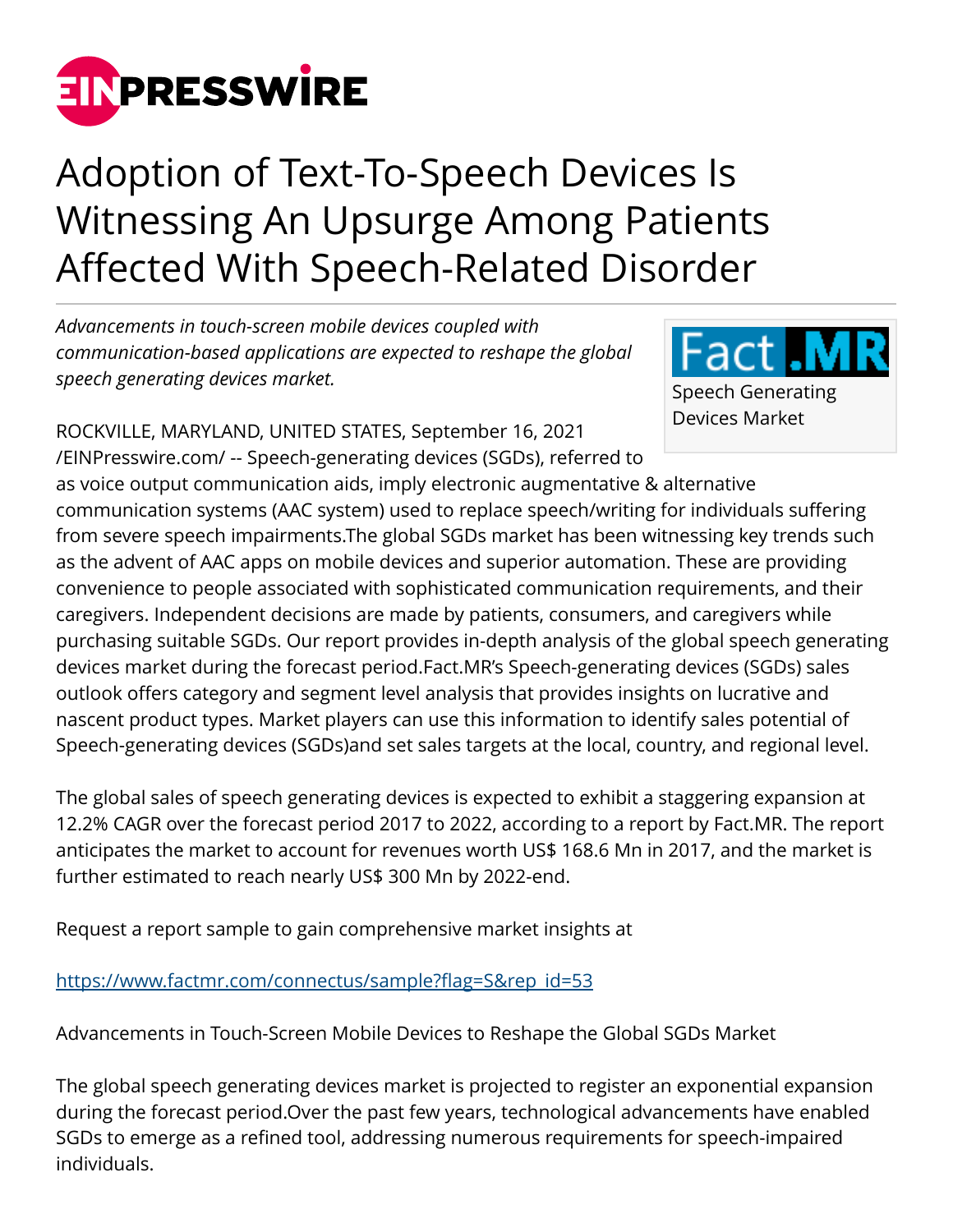# Adoption of Text-To-Speech Devices Is Witnessing An Upsurge Among Patients Affected With Speech-Related Disorder

*Advancements in touch-screen mobile devices coupled with communication-based applications are expected to reshape the global speech generating devices market.*

Speech Generating Devices Market

ROCKVILLE, MARYLAND, UNITED STATES, September 16, 2021 /EINPresswire.com/ -- Speech-generating devices (SGDs), referred to as voice output communication aids, imply electronic augmentative & alternative communication systems (AAC system) used to replace speech/writing for individuals suffering from severe speech impairments.The global SGDs market has been witnessing key trends such as the advent of AAC apps on mobile devices and superior automation. These are providing convenience to people associated with sophisticated communication requirements, and their caregivers. Independent decisions are made by patients, consumers, and caregivers while purchasing suitable SGDs. Our report provides in-depth analysis of the global speech generating devices market during the forecast period.Fact.MR's Speech-generating devices (SGDs) sales outlook offers category and segment level analysis that provides insights on lucrative and nascent product types. Market players can use this information to identify sales potential of Speech-generating devices (SGDs)and set sales targets at the local, country, and regional level.

The global sales of speech generating devices is expected to exhibit a staggering expansion at 12.2% CAGR over the forecast period 2017 to 2022, according to a report by Fact.MR. The report anticipates the market to account for revenues worth US$ 168.6 Mn in 2017, and the market is further estimated to reach nearly US$ 300 Mn by 2022-end.

Request a report sample to gain comprehensive market insights at

https://www.factmr.com/connectus/sample?flag=S&rep_id=53

Advancements in Touch-Screen Mobile Devices to Reshape the Global SGDs Market

The global speech generating devices market is projected to register an exponential expansion during the forecast period.Over the past few years, technological advancements have enabled SGDs to emerge as a refined tool, addressing numerous requirements for speech-impaired individuals.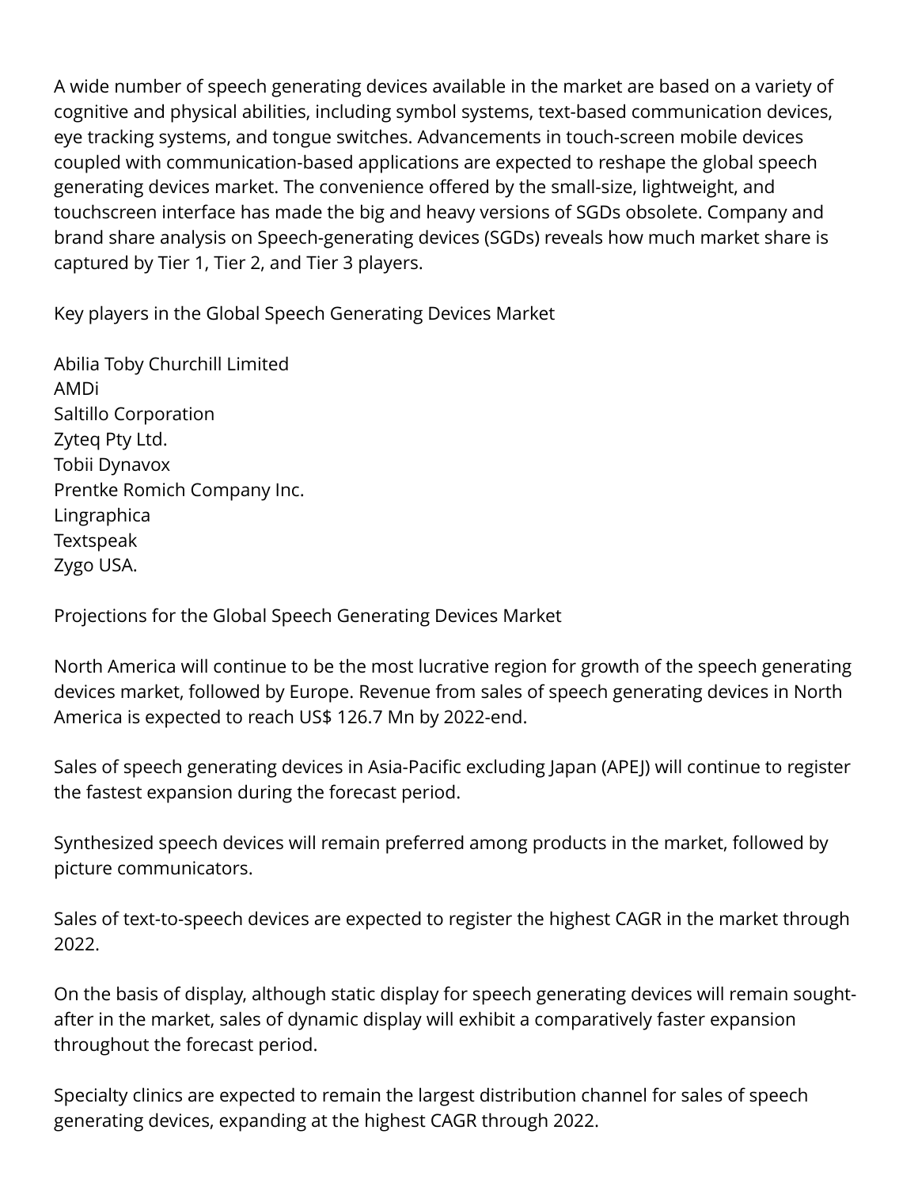A wide number of speech generating devices available in the market are based on a variety of cognitive and physical abilities, including symbol systems, text-based communication devices, eye tracking systems, and tongue switches. Advancements in touch-screen mobile devices coupled with communication-based applications are expected to reshape the global speech generating devices market. The convenience offered by the small-size, lightweight, and touchscreen interface has made the big and heavy versions of SGDs obsolete. Company and brand share analysis on Speech-generating devices (SGDs) reveals how much market share is captured by Tier 1, Tier 2, and Tier 3 players.

Key players in the Global Speech Generating Devices Market

Abilia Toby Churchill Limited
AMDi
Saltillo Corporation
Zyteq Pty Ltd.
Tobii Dynavox
Prentke Romich Company Inc.
Lingraphica
Textspeak
Zygo USA.

Projections for the Global Speech Generating Devices Market

North America will continue to be the most lucrative region for growth of the speech generating devices market, followed by Europe. Revenue from sales of speech generating devices in North America is expected to reach US$ 126.7 Mn by 2022-end.

Sales of speech generating devices in Asia-Pacific excluding Japan (APEJ) will continue to register the fastest expansion during the forecast period.

Synthesized speech devices will remain preferred among products in the market, followed by picture communicators.

Sales of text-to-speech devices are expected to register the highest CAGR in the market through 2022.

On the basis of display, although static display for speech generating devices will remain sought-after in the market, sales of dynamic display will exhibit a comparatively faster expansion throughout the forecast period.

Specialty clinics are expected to remain the largest distribution channel for sales of speech generating devices, expanding at the highest CAGR through 2022.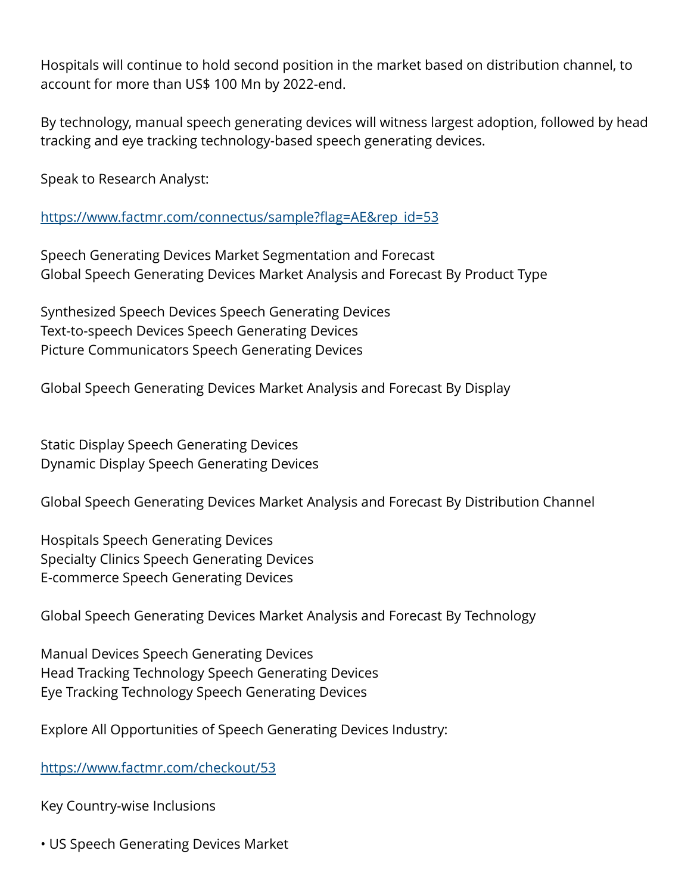Hospitals will continue to hold second position in the market based on distribution channel, to account for more than US$ 100 Mn by 2022-end.

By technology, manual speech generating devices will witness largest adoption, followed by head tracking and eye tracking technology-based speech generating devices.

Speak to Research Analyst:

https://www.factmr.com/connectus/sample?flag=AE&rep_id=53

Speech Generating Devices Market Segmentation and Forecast
Global Speech Generating Devices Market Analysis and Forecast By Product Type

Synthesized Speech Devices Speech Generating Devices
Text-to-speech Devices Speech Generating Devices
Picture Communicators Speech Generating Devices

Global Speech Generating Devices Market Analysis and Forecast By Display

Static Display Speech Generating Devices
Dynamic Display Speech Generating Devices

Global Speech Generating Devices Market Analysis and Forecast By Distribution Channel

Hospitals Speech Generating Devices
Specialty Clinics Speech Generating Devices
E-commerce Speech Generating Devices

Global Speech Generating Devices Market Analysis and Forecast By Technology

Manual Devices Speech Generating Devices
Head Tracking Technology Speech Generating Devices
Eye Tracking Technology Speech Generating Devices

Explore All Opportunities of Speech Generating Devices Industry:

https://www.factmr.com/checkout/53

Key Country-wise Inclusions

- US Speech Generating Devices Market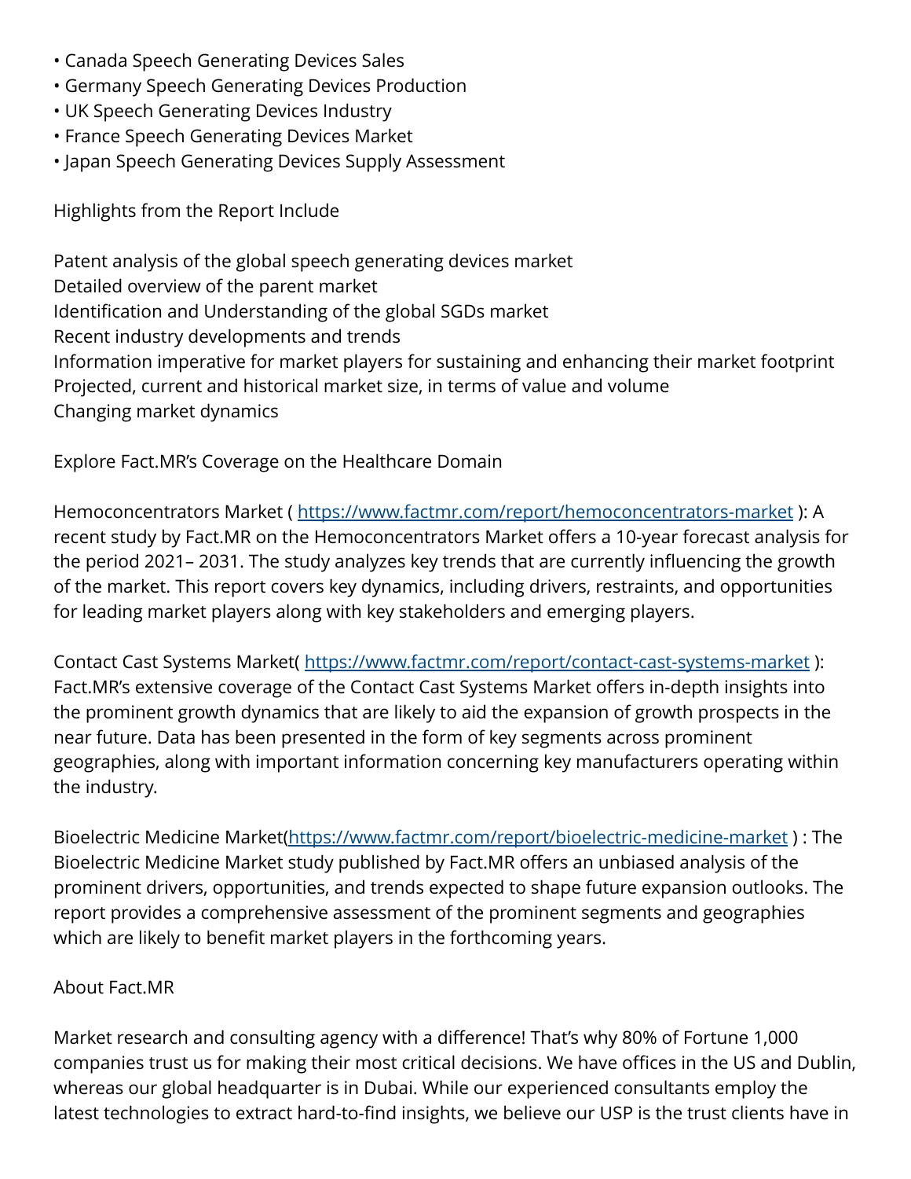- Canada Speech Generating Devices Sales
- Germany Speech Generating Devices Production
- UK Speech Generating Devices Industry
- France Speech Generating Devices Market
- Japan Speech Generating Devices Supply Assessment

Highlights from the Report Include

Patent analysis of the global speech generating devices market
Detailed overview of the parent market
Identification and Understanding of the global SGDs market
Recent industry developments and trends
Information imperative for market players for sustaining and enhancing their market footprint
Projected, current and historical market size, in terms of value and volume
Changing market dynamics

Explore Fact.MR's Coverage on the Healthcare Domain

Hemoconcentrators Market ( https://www.factmr.com/report/hemoconcentrators-market ): A recent study by Fact.MR on the Hemoconcentrators Market offers a 10-year forecast analysis for the period 2021– 2031. The study analyzes key trends that are currently influencing the growth of the market. This report covers key dynamics, including drivers, restraints, and opportunities for leading market players along with key stakeholders and emerging players.

Contact Cast Systems Market( https://www.factmr.com/report/contact-cast-systems-market ): Fact.MR's extensive coverage of the Contact Cast Systems Market offers in-depth insights into the prominent growth dynamics that are likely to aid the expansion of growth prospects in the near future. Data has been presented in the form of key segments across prominent geographies, along with important information concerning key manufacturers operating within the industry.

Bioelectric Medicine Market(https://www.factmr.com/report/bioelectric-medicine-market ) : The Bioelectric Medicine Market study published by Fact.MR offers an unbiased analysis of the prominent drivers, opportunities, and trends expected to shape future expansion outlooks. The report provides a comprehensive assessment of the prominent segments and geographies which are likely to benefit market players in the forthcoming years.

About Fact.MR

Market research and consulting agency with a difference! That's why 80% of Fortune 1,000 companies trust us for making their most critical decisions. We have offices in the US and Dublin, whereas our global headquarter is in Dubai. While our experienced consultants employ the latest technologies to extract hard-to-find insights, we believe our USP is the trust clients have in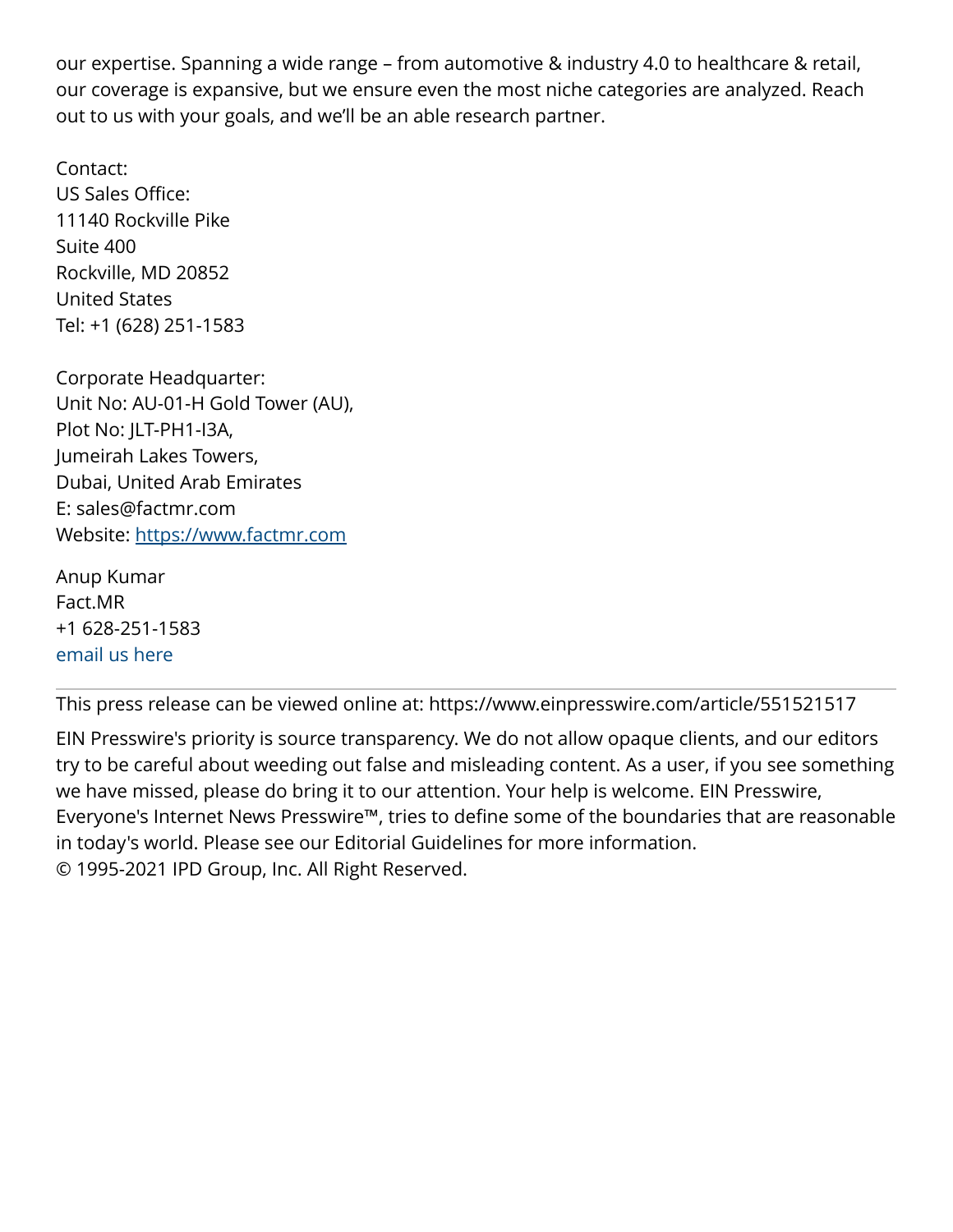our expertise. Spanning a wide range – from automotive & industry 4.0 to healthcare & retail, our coverage is expansive, but we ensure even the most niche categories are analyzed. Reach out to us with your goals, and we'll be an able research partner.

Contact:
US Sales Office:
11140 Rockville Pike
Suite 400
Rockville, MD 20852
United States
Tel: +1 (628) 251-1583

Corporate Headquarter:
Unit No: AU-01-H Gold Tower (AU),
Plot No: JLT-PH1-I3A,
Jumeirah Lakes Towers,
Dubai, United Arab Emirates
E: sales@factmr.com
Website: [https://www.factmr.com](https://www.factmr.com)

Anup Kumar
Fact.MR
+1 628-251-1583
email us here

---

This press release can be viewed online at: https://www.einpresswire.com/article/551521517

EIN Presswire's priority is source transparency. We do not allow opaque clients, and our editors try to be careful about weeding out false and misleading content. As a user, if you see something we have missed, please do bring it to our attention. Your help is welcome. EIN Presswire, Everyone's Internet News Presswire™, tries to define some of the boundaries that are reasonable in today's world. Please see our Editorial Guidelines for more information.
© 1995-2021 IPD Group, Inc. All Right Reserved.